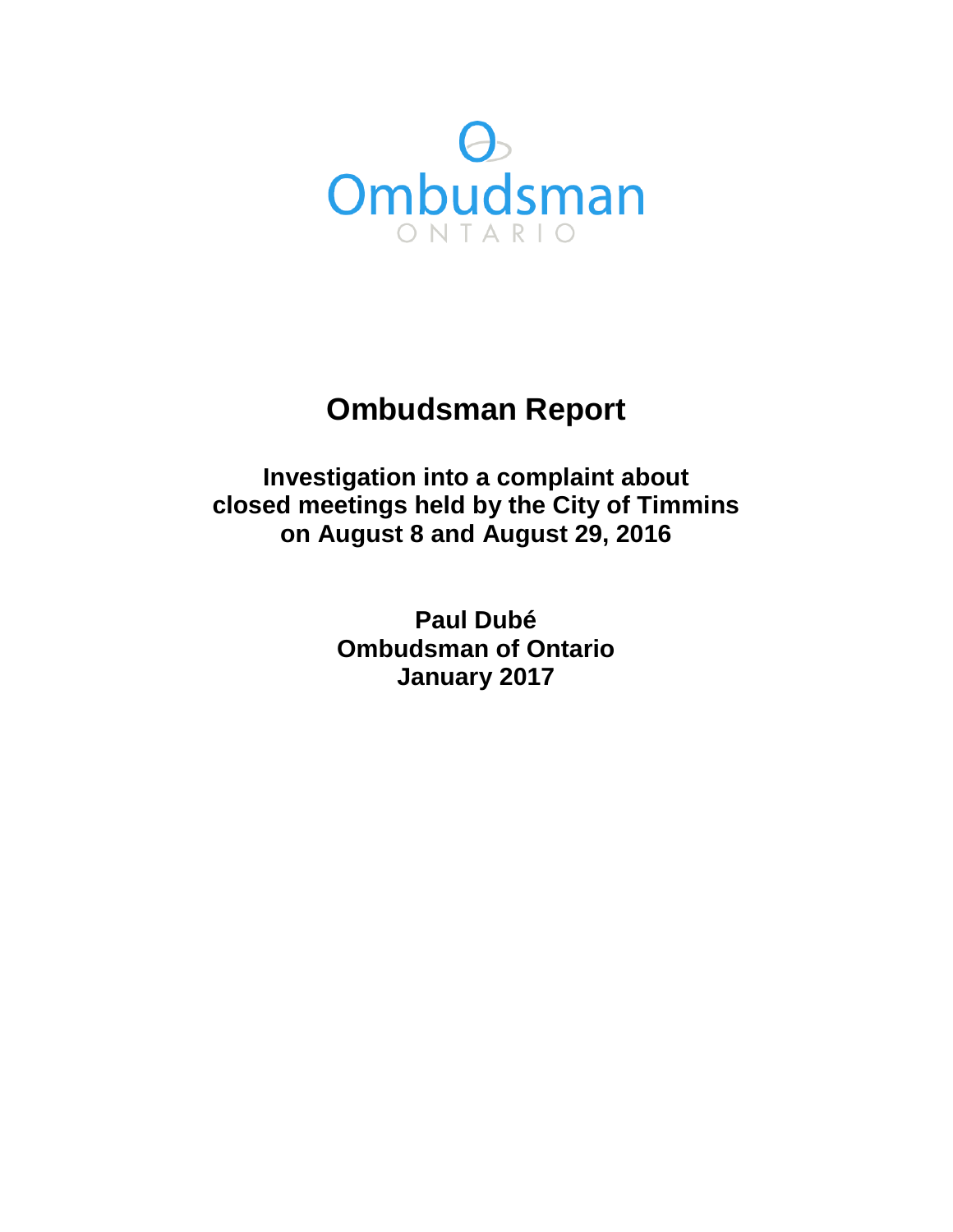Ombudsman

ONTARIO

# Ombudsman Report

## Investigation into a complaint about closed meetings held by the City of Timmins on August 8 and August 29, 2016

**Paul Dubé**
**Ombudsman of Ontario**
**January 2017**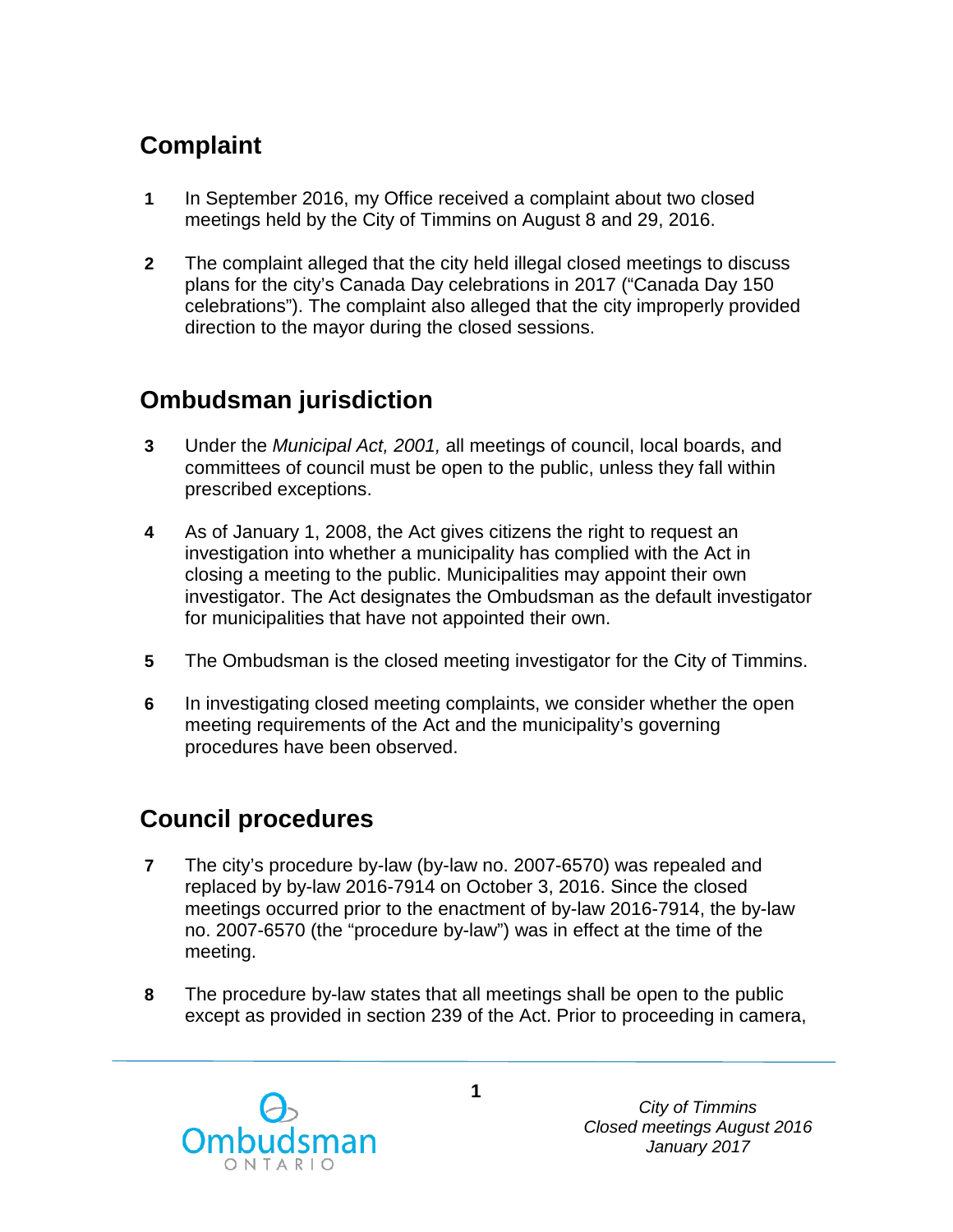## Complaint

1 In September 2016, my Office received a complaint about two closed meetings held by the City of Timmins on August 8 and 29, 2016.

2 The complaint alleged that the city held illegal closed meetings to discuss plans for the city's Canada Day celebrations in 2017 ("Canada Day 150 celebrations"). The complaint also alleged that the city improperly provided direction to the mayor during the closed sessions.

## Ombudsman jurisdiction

3 Under the *Municipal Act, 2001,* all meetings of council, local boards, and committees of council must be open to the public, unless they fall within prescribed exceptions.

4 As of January 1, 2008, the Act gives citizens the right to request an investigation into whether a municipality has complied with the Act in closing a meeting to the public. Municipalities may appoint their own investigator. The Act designates the Ombudsman as the default investigator for municipalities that have not appointed their own.

5 The Ombudsman is the closed meeting investigator for the City of Timmins.

6 In investigating closed meeting complaints, we consider whether the open meeting requirements of the Act and the municipality's governing procedures have been observed.

## Council procedures

7 The city's procedure by-law (by-law no. 2007-6570) was repealed and replaced by by-law 2016-7914 on October 3, 2016. Since the closed meetings occurred prior to the enactment of by-law 2016-7914, the by-law no. 2007-6570 (the "procedure by-law") was in effect at the time of the meeting.

8 The procedure by-law states that all meetings shall be open to the public except as provided in section 239 of the Act. Prior to proceeding in camera,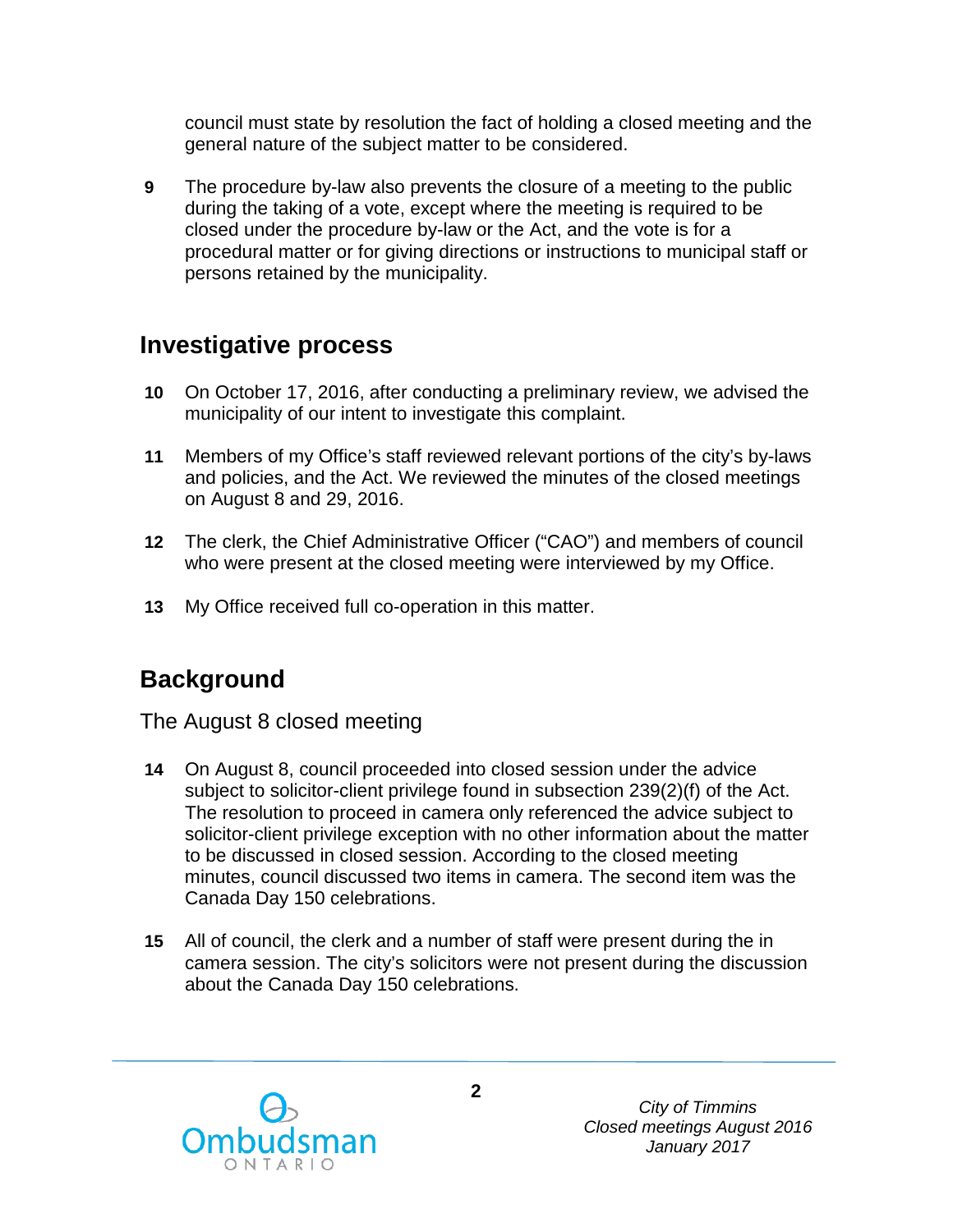council must state by resolution the fact of holding a closed meeting and the general nature of the subject matter to be considered.

**9** The procedure by-law also prevents the closure of a meeting to the public during the taking of a vote, except where the meeting is required to be closed under the procedure by-law or the Act, and the vote is for a procedural matter or for giving directions or instructions to municipal staff or persons retained by the municipality.

## Investigative process

**10** On October 17, 2016, after conducting a preliminary review, we advised the municipality of our intent to investigate this complaint.

**11** Members of my Office's staff reviewed relevant portions of the city's by-laws and policies, and the Act. We reviewed the minutes of the closed meetings on August 8 and 29, 2016.

**12** The clerk, the Chief Administrative Officer ("CAO") and members of council who were present at the closed meeting were interviewed by my Office.

**13** My Office received full co-operation in this matter.

## Background

### The August 8 closed meeting

**14** On August 8, council proceeded into closed session under the advice subject to solicitor-client privilege found in subsection 239(2)(f) of the Act. The resolution to proceed in camera only referenced the advice subject to solicitor-client privilege exception with no other information about the matter to be discussed in closed session. According to the closed meeting minutes, council discussed two items in camera. The second item was the Canada Day 150 celebrations.

**15** All of council, the clerk and a number of staff were present during the in camera session. The city's solicitors were not present during the discussion about the Canada Day 150 celebrations.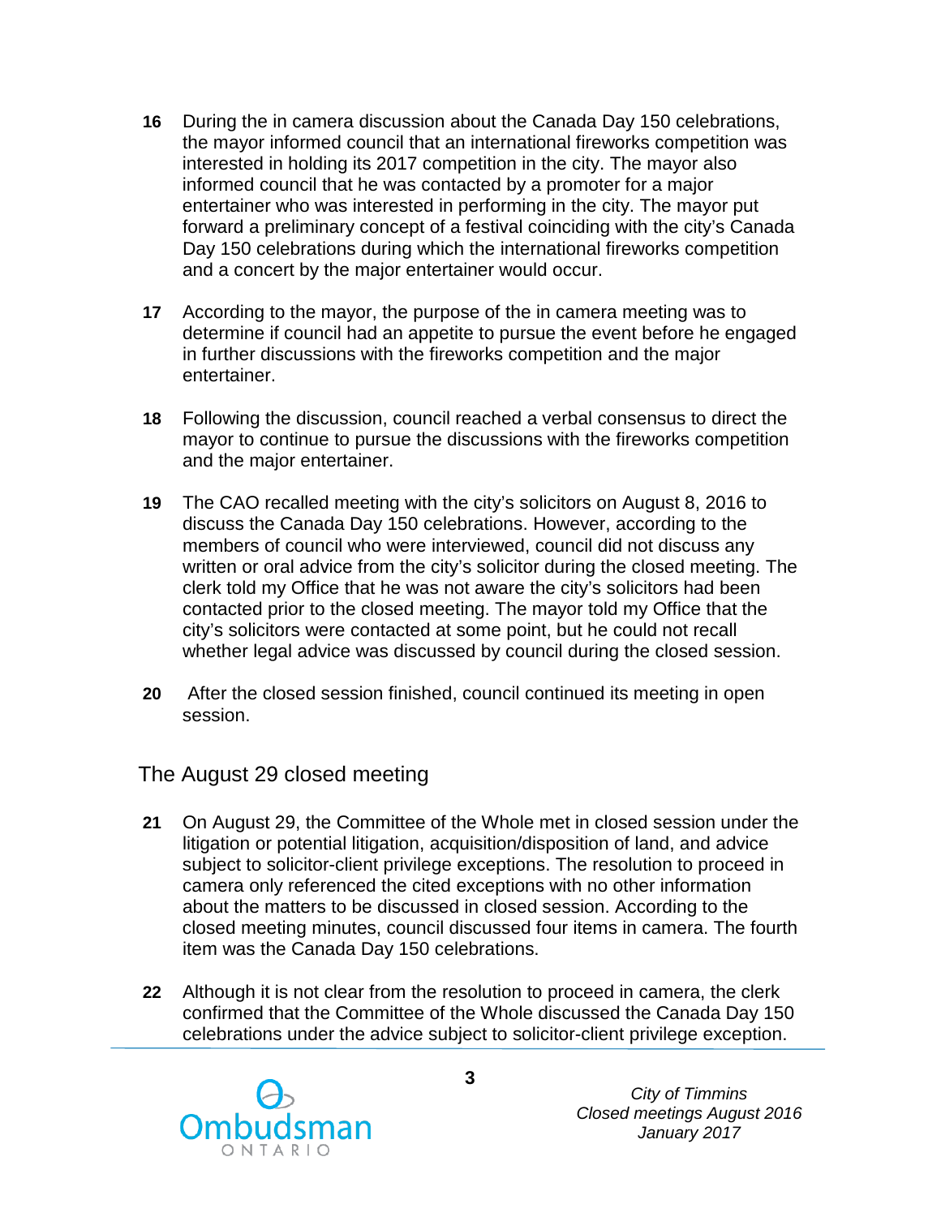**16** During the in camera discussion about the Canada Day 150 celebrations, the mayor informed council that an international fireworks competition was interested in holding its 2017 competition in the city. The mayor also informed council that he was contacted by a promoter for a major entertainer who was interested in performing in the city. The mayor put forward a preliminary concept of a festival coinciding with the city's Canada Day 150 celebrations during which the international fireworks competition and a concert by the major entertainer would occur.

**17** According to the mayor, the purpose of the in camera meeting was to determine if council had an appetite to pursue the event before he engaged in further discussions with the fireworks competition and the major entertainer.

**18** Following the discussion, council reached a verbal consensus to direct the mayor to continue to pursue the discussions with the fireworks competition and the major entertainer.

**19** The CAO recalled meeting with the city's solicitors on August 8, 2016 to discuss the Canada Day 150 celebrations. However, according to the members of council who were interviewed, council did not discuss any written or oral advice from the city's solicitor during the closed meeting. The clerk told my Office that he was not aware the city's solicitors had been contacted prior to the closed meeting. The mayor told my Office that the city's solicitors were contacted at some point, but he could not recall whether legal advice was discussed by council during the closed session.

**20** After the closed session finished, council continued its meeting in open session.

## The August 29 closed meeting

**21** On August 29, the Committee of the Whole met in closed session under the litigation or potential litigation, acquisition/disposition of land, and advice subject to solicitor-client privilege exceptions. The resolution to proceed in camera only referenced the cited exceptions with no other information about the matters to be discussed in closed session. According to the closed meeting minutes, council discussed four items in camera. The fourth item was the Canada Day 150 celebrations.

**22** Although it is not clear from the resolution to proceed in camera, the clerk confirmed that the Committee of the Whole discussed the Canada Day 150 celebrations under the advice subject to solicitor-client privilege exception.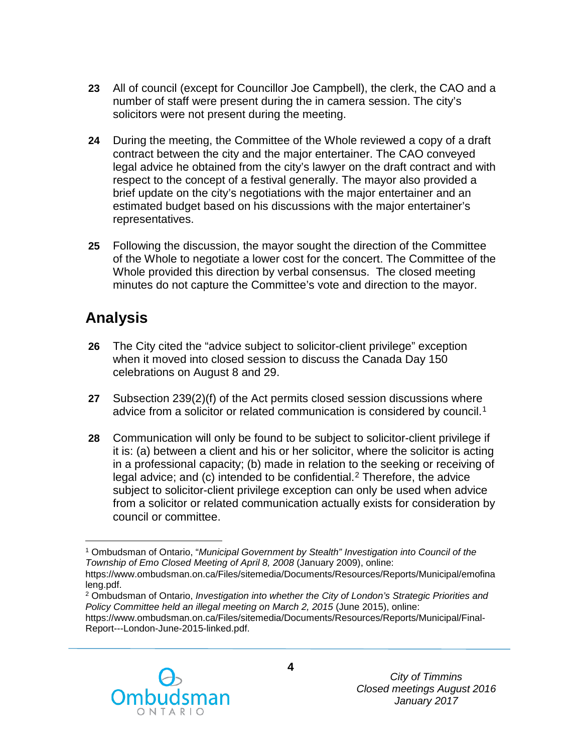**23** All of council (except for Councillor Joe Campbell), the clerk, the CAO and a number of staff were present during the in camera session. The city's solicitors were not present during the meeting.

**24** During the meeting, the Committee of the Whole reviewed a copy of a draft contract between the city and the major entertainer. The CAO conveyed legal advice he obtained from the city's lawyer on the draft contract and with respect to the concept of a festival generally. The mayor also provided a brief update on the city's negotiations with the major entertainer and an estimated budget based on his discussions with the major entertainer's representatives.

**25** Following the discussion, the mayor sought the direction of the Committee of the Whole to negotiate a lower cost for the concert. The Committee of the Whole provided this direction by verbal consensus. The closed meeting minutes do not capture the Committee's vote and direction to the mayor.

## Analysis

**26** The City cited the "advice subject to solicitor-client privilege" exception when it moved into closed session to discuss the Canada Day 150 celebrations on August 8 and 29.

**27** Subsection 239(2)(f) of the Act permits closed session discussions where advice from a solicitor or related communication is considered by council.[1]

**28** Communication will only be found to be subject to solicitor-client privilege if it is: (a) between a client and his or her solicitor, where the solicitor is acting in a professional capacity; (b) made in relation to the seeking or receiving of legal advice; and (c) intended to be confidential.[2] Therefore, the advice subject to solicitor-client privilege exception can only be used when advice from a solicitor or related communication actually exists for consideration by council or committee.

---

[1] Ombudsman of Ontario, "*Municipal Government by Stealth" Investigation into Council of the Township of Emo Closed Meeting of April 8, 2008* (January 2009), online: https://www.ombudsman.on.ca/Files/sitemedia/Documents/Resources/Reports/Municipal/emofinaleng.pdf.

[2] Ombudsman of Ontario, *Investigation into whether the City of London's Strategic Priorities and Policy Committee held an illegal meeting on March 2, 2015* (June 2015), online: https://www.ombudsman.on.ca/Files/sitemedia/Documents/Resources/Reports/Municipal/Final-Report---London-June-2015-linked.pdf.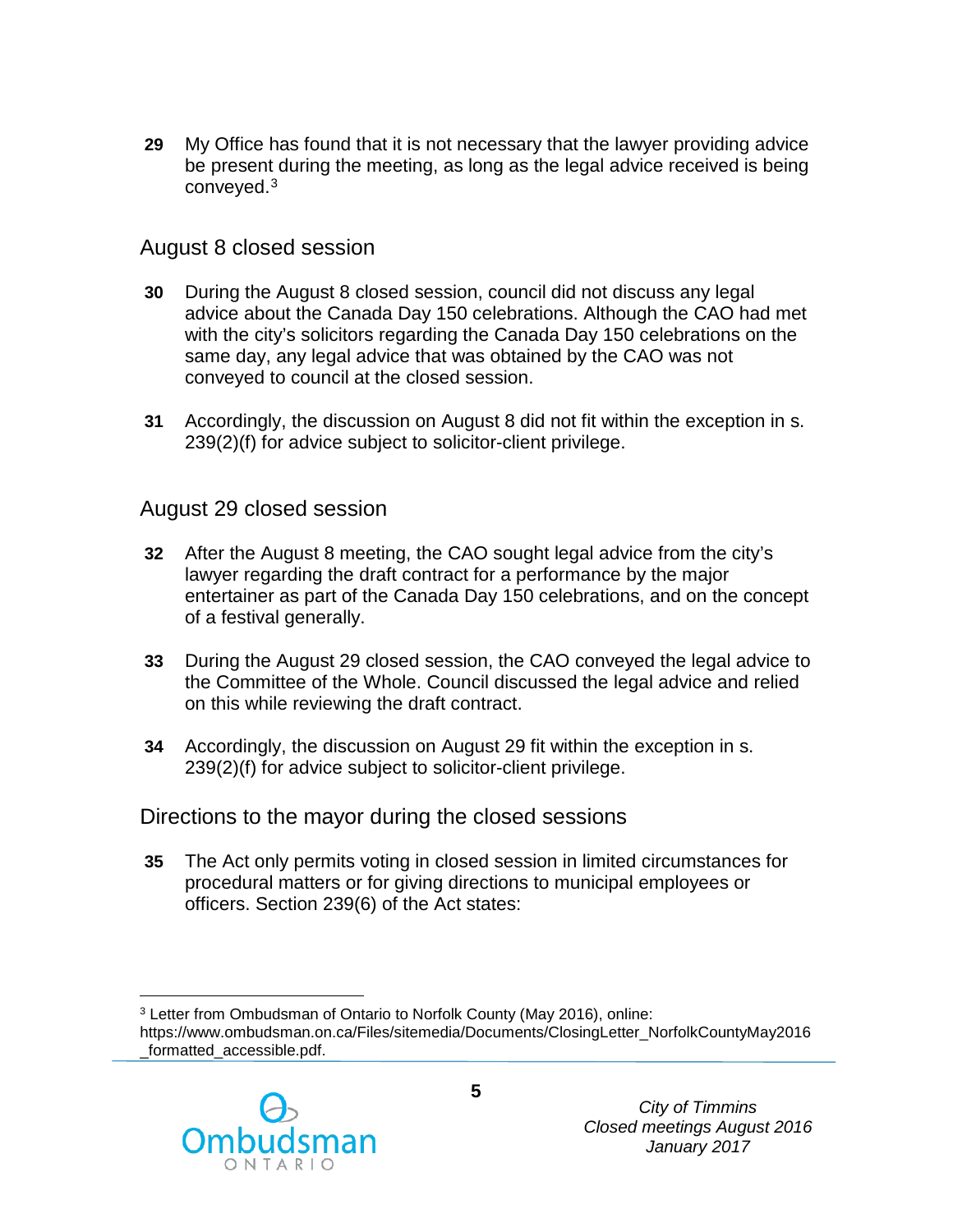**29** My Office has found that it is not necessary that the lawyer providing advice be present during the meeting, as long as the legal advice received is being conveyed.[3]

## August 8 closed session

**30** During the August 8 closed session, council did not discuss any legal advice about the Canada Day 150 celebrations. Although the CAO had met with the city's solicitors regarding the Canada Day 150 celebrations on the same day, any legal advice that was obtained by the CAO was not conveyed to council at the closed session.

**31** Accordingly, the discussion on August 8 did not fit within the exception in s. 239(2)(f) for advice subject to solicitor-client privilege.

## August 29 closed session

**32** After the August 8 meeting, the CAO sought legal advice from the city's lawyer regarding the draft contract for a performance by the major entertainer as part of the Canada Day 150 celebrations, and on the concept of a festival generally.

**33** During the August 29 closed session, the CAO conveyed the legal advice to the Committee of the Whole. Council discussed the legal advice and relied on this while reviewing the draft contract.

**34** Accordingly, the discussion on August 29 fit within the exception in s. 239(2)(f) for advice subject to solicitor-client privilege.

## Directions to the mayor during the closed sessions

**35** The Act only permits voting in closed session in limited circumstances for procedural matters or for giving directions to municipal employees or officers. Section 239(6) of the Act states:

---

[3] Letter from Ombudsman of Ontario to Norfolk County (May 2016), online: https://www.ombudsman.on.ca/Files/sitemedia/Documents/ClosingLetter_NorfolkCountyMay2016_formatted_accessible.pdf.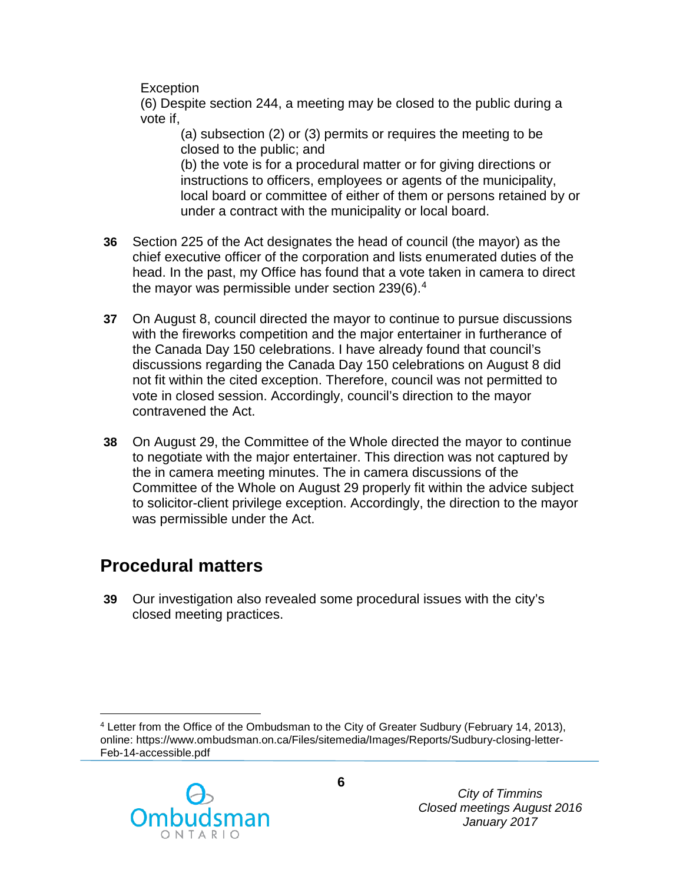Exception

(6) Despite section 244, a meeting may be closed to the public during a vote if,

> (a) subsection (2) or (3) permits or requires the meeting to be closed to the public; and
>
> (b) the vote is for a procedural matter or for giving directions or instructions to officers, employees or agents of the municipality, local board or committee of either of them or persons retained by or under a contract with the municipality or local board.

**36** Section 225 of the Act designates the head of council (the mayor) as the chief executive officer of the corporation and lists enumerated duties of the head. In the past, my Office has found that a vote taken in camera to direct the mayor was permissible under section 239(6).[4]

**37** On August 8, council directed the mayor to continue to pursue discussions with the fireworks competition and the major entertainer in furtherance of the Canada Day 150 celebrations. I have already found that council's discussions regarding the Canada Day 150 celebrations on August 8 did not fit within the cited exception. Therefore, council was not permitted to vote in closed session. Accordingly, council's direction to the mayor contravened the Act.

**38** On August 29, the Committee of the Whole directed the mayor to continue to negotiate with the major entertainer. This direction was not captured by the in camera meeting minutes. The in camera discussions of the Committee of the Whole on August 29 properly fit within the advice subject to solicitor-client privilege exception. Accordingly, the direction to the mayor was permissible under the Act.

## Procedural matters

**39** Our investigation also revealed some procedural issues with the city's closed meeting practices.

[4] Letter from the Office of the Ombudsman to the City of Greater Sudbury (February 14, 2013), online: https://www.ombudsman.on.ca/Files/sitemedia/Images/Reports/Sudbury-closing-letter-Feb-14-accessible.pdf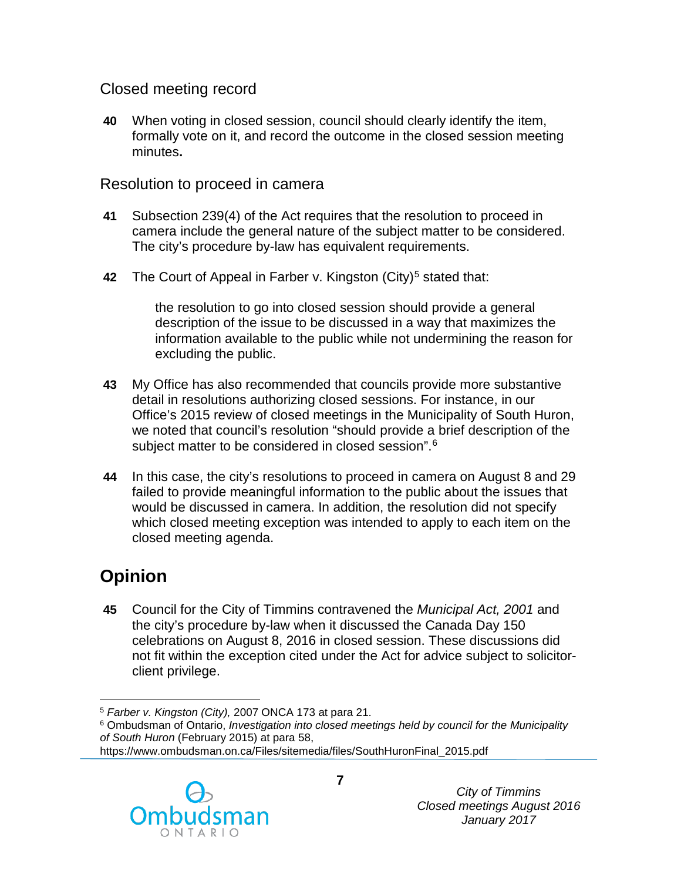### Closed meeting record

**40** When voting in closed session, council should clearly identify the item, formally vote on it, and record the outcome in the closed session meeting minutes**.**

### Resolution to proceed in camera

**41** Subsection 239(4) of the Act requires that the resolution to proceed in camera include the general nature of the subject matter to be considered. The city's procedure by-law has equivalent requirements.

**42** The Court of Appeal in Farber v. Kingston (City)[5] stated that:

> the resolution to go into closed session should provide a general description of the issue to be discussed in a way that maximizes the information available to the public while not undermining the reason for excluding the public.

**43** My Office has also recommended that councils provide more substantive detail in resolutions authorizing closed sessions. For instance, in our Office's 2015 review of closed meetings in the Municipality of South Huron, we noted that council's resolution "should provide a brief description of the subject matter to be considered in closed session".[6]

**44** In this case, the city's resolutions to proceed in camera on August 8 and 29 failed to provide meaningful information to the public about the issues that would be discussed in camera. In addition, the resolution did not specify which closed meeting exception was intended to apply to each item on the closed meeting agenda.

## Opinion

**45** Council for the City of Timmins contravened the *Municipal Act, 2001* and the city's procedure by-law when it discussed the Canada Day 150 celebrations on August 8, 2016 in closed session. These discussions did not fit within the exception cited under the Act for advice subject to solicitor-client privilege.

---

[5] *Farber v. Kingston (City),* 2007 ONCA 173 at para 21.

[6] Ombudsman of Ontario, *Investigation into closed meetings held by council for the Municipality of South Huron* (February 2015) at para 58, https://www.ombudsman.on.ca/Files/sitemedia/files/SouthHuronFinal_2015.pdf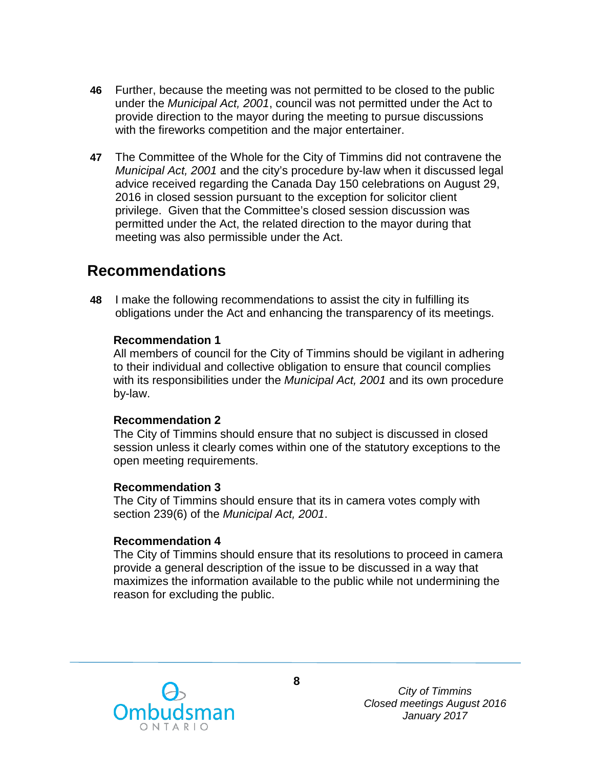**46** Further, because the meeting was not permitted to be closed to the public under the *Municipal Act, 2001*, council was not permitted under the Act to provide direction to the mayor during the meeting to pursue discussions with the fireworks competition and the major entertainer.

**47** The Committee of the Whole for the City of Timmins did not contravene the *Municipal Act, 2001* and the city's procedure by-law when it discussed legal advice received regarding the Canada Day 150 celebrations on August 29, 2016 in closed session pursuant to the exception for solicitor client privilege. Given that the Committee's closed session discussion was permitted under the Act, the related direction to the mayor during that meeting was also permissible under the Act.

## Recommendations

**48** I make the following recommendations to assist the city in fulfilling its obligations under the Act and enhancing the transparency of its meetings.

**Recommendation 1**
All members of council for the City of Timmins should be vigilant in adhering to their individual and collective obligation to ensure that council complies with its responsibilities under the *Municipal Act, 2001* and its own procedure by-law.

**Recommendation 2**
The City of Timmins should ensure that no subject is discussed in closed session unless it clearly comes within one of the statutory exceptions to the open meeting requirements.

**Recommendation 3**
The City of Timmins should ensure that its in camera votes comply with section 239(6) of the *Municipal Act, 2001*.

**Recommendation 4**
The City of Timmins should ensure that its resolutions to proceed in camera provide a general description of the issue to be discussed in a way that maximizes the information available to the public while not undermining the reason for excluding the public.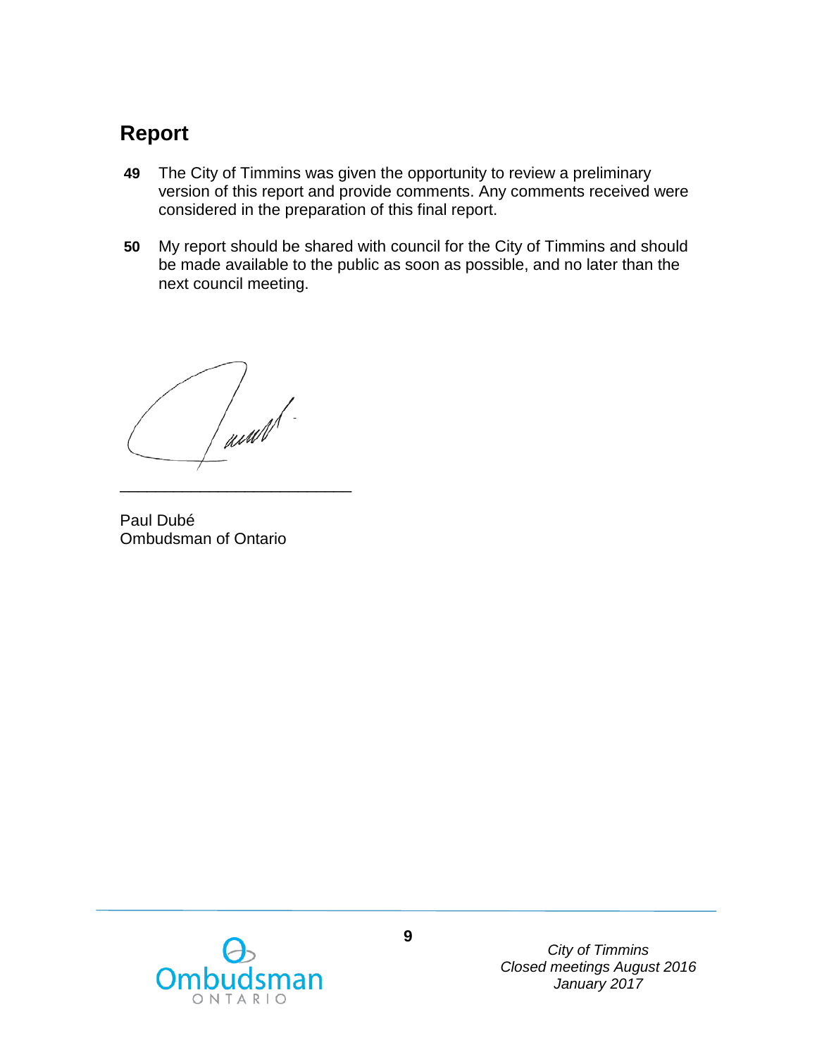## Report

**49** The City of Timmins was given the opportunity to review a preliminary version of this report and provide comments. Any comments received were considered in the preparation of this final report.

**50** My report should be shared with council for the City of Timmins and should be made available to the public as soon as possible, and no later than the next council meeting.

\_\_\_\_\_\_\_\_\_\_\_\_\_\_\_\_\_\_\_\_\_\_\_\_\_\_

Paul Dubé
Ombudsman of Ontario